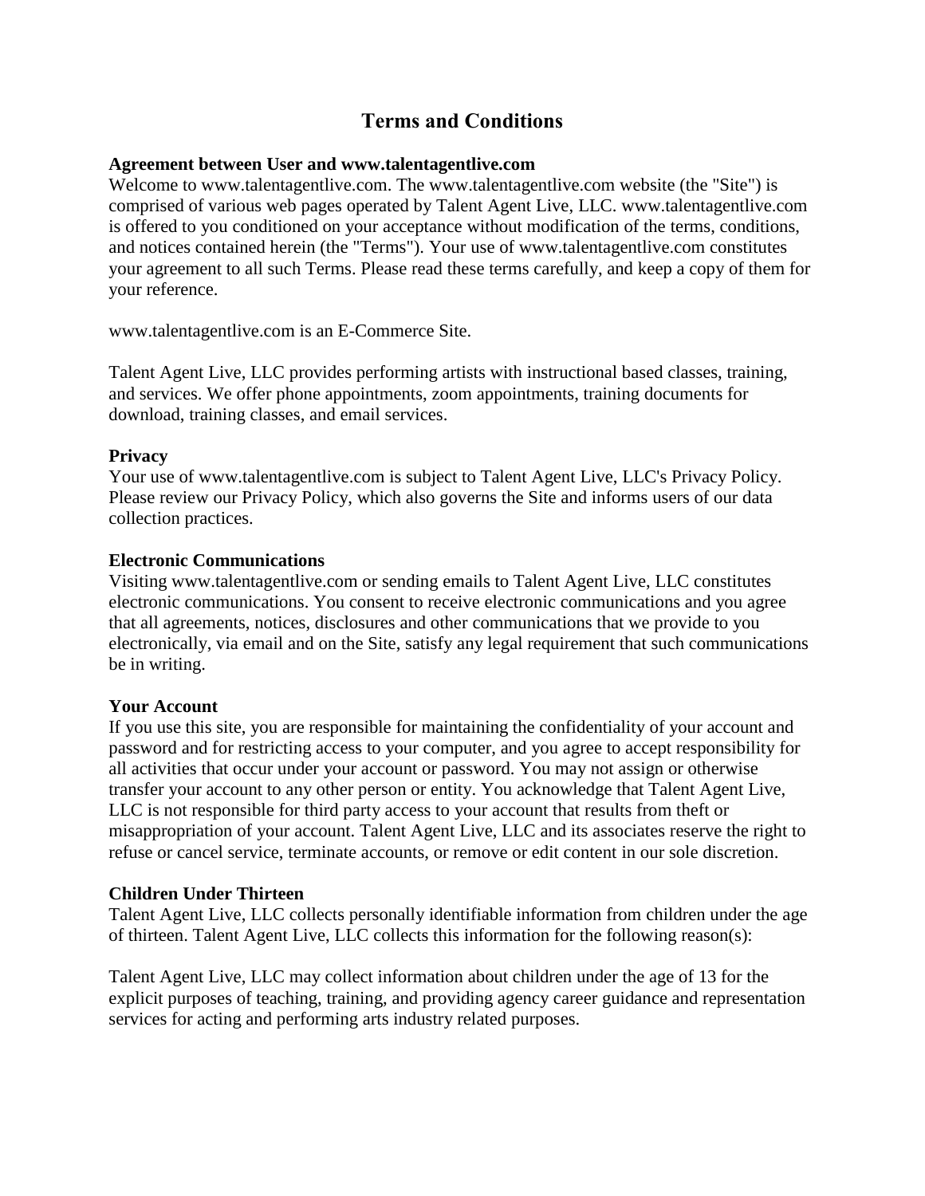# Terms and Conditions

**Agreement between User and www.talentagentlive.com**

Welcome to www.talentagentlive.com. The www.talentagentlive.com website (the "Site") is comprised of various web pages operated by Talent Agent Live, LLC. www.talentagentlive.com is offered to you conditioned on your acceptance without modification of the terms, conditions, and notices contained herein (the "Terms"). Your use of www.talentagentlive.com constitutes your agreement to all such Terms. Please read these terms carefully, and keep a copy of them for your reference.

www.talentagentlive.com is an E-Commerce Site.

Talent Agent Live, LLC provides performing artists with instructional based classes, training, and services. We offer phone appointments, zoom appointments, training documents for download, training classes, and email services.

**Privacy**

Your use of www.talentagentlive.com is subject to Talent Agent Live, LLC's Privacy Policy. Please review our Privacy Policy, which also governs the Site and informs users of our data collection practices.

**Electronic Communications**

Visiting www.talentagentlive.com or sending emails to Talent Agent Live, LLC constitutes electronic communications. You consent to receive electronic communications and you agree that all agreements, notices, disclosures and other communications that we provide to you electronically, via email and on the Site, satisfy any legal requirement that such communications be in writing.

**Your Account**

If you use this site, you are responsible for maintaining the confidentiality of your account and password and for restricting access to your computer, and you agree to accept responsibility for all activities that occur under your account or password. You may not assign or otherwise transfer your account to any other person or entity. You acknowledge that Talent Agent Live, LLC is not responsible for third party access to your account that results from theft or misappropriation of your account. Talent Agent Live, LLC and its associates reserve the right to refuse or cancel service, terminate accounts, or remove or edit content in our sole discretion.

**Children Under Thirteen**

Talent Agent Live, LLC collects personally identifiable information from children under the age of thirteen. Talent Agent Live, LLC collects this information for the following reason(s):

Talent Agent Live, LLC may collect information about children under the age of 13 for the explicit purposes of teaching, training, and providing agency career guidance and representation services for acting and performing arts industry related purposes.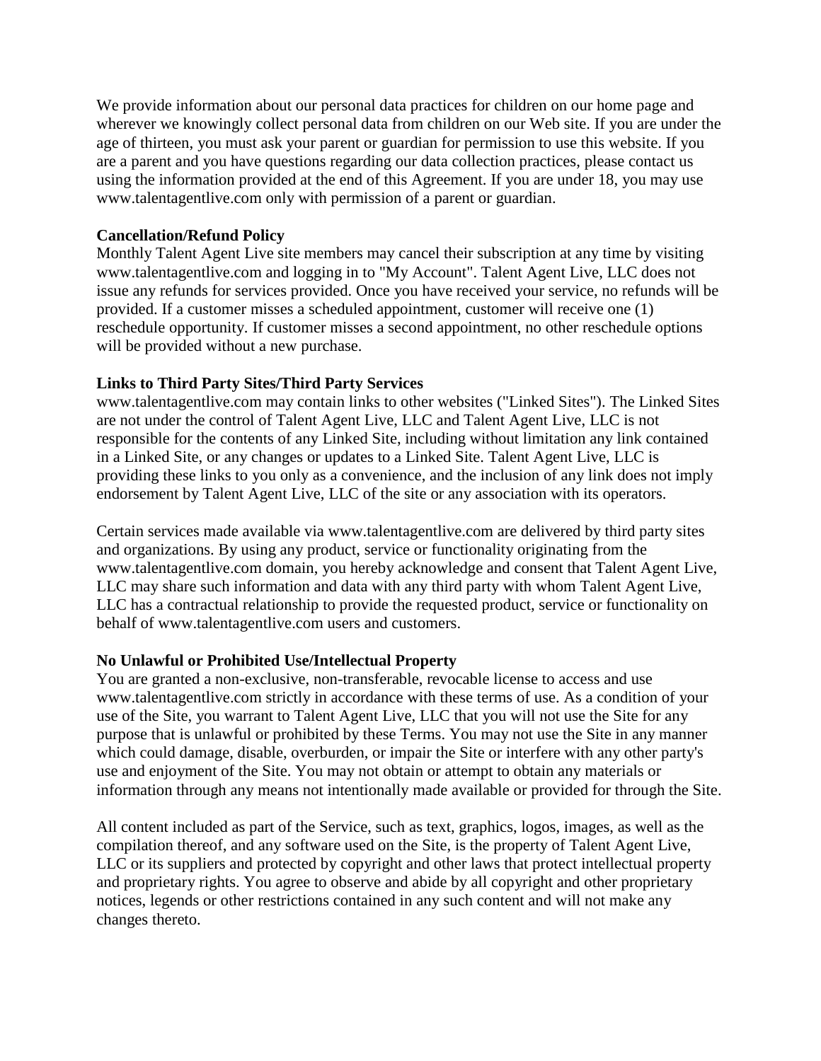We provide information about our personal data practices for children on our home page and wherever we knowingly collect personal data from children on our Web site. If you are under the age of thirteen, you must ask your parent or guardian for permission to use this website. If you are a parent and you have questions regarding our data collection practices, please contact us using the information provided at the end of this Agreement. If you are under 18, you may use www.talentagentlive.com only with permission of a parent or guardian.

**Cancellation/Refund Policy**
Monthly Talent Agent Live site members may cancel their subscription at any time by visiting www.talentagentlive.com and logging in to "My Account". Talent Agent Live, LLC does not issue any refunds for services provided. Once you have received your service, no refunds will be provided. If a customer misses a scheduled appointment, customer will receive one (1) reschedule opportunity. If customer misses a second appointment, no other reschedule options will be provided without a new purchase.

**Links to Third Party Sites/Third Party Services**
www.talentagentlive.com may contain links to other websites ("Linked Sites"). The Linked Sites are not under the control of Talent Agent Live, LLC and Talent Agent Live, LLC is not responsible for the contents of any Linked Site, including without limitation any link contained in a Linked Site, or any changes or updates to a Linked Site. Talent Agent Live, LLC is providing these links to you only as a convenience, and the inclusion of any link does not imply endorsement by Talent Agent Live, LLC of the site or any association with its operators.

Certain services made available via www.talentagentlive.com are delivered by third party sites and organizations. By using any product, service or functionality originating from the www.talentagentlive.com domain, you hereby acknowledge and consent that Talent Agent Live, LLC may share such information and data with any third party with whom Talent Agent Live, LLC has a contractual relationship to provide the requested product, service or functionality on behalf of www.talentagentlive.com users and customers.

**No Unlawful or Prohibited Use/Intellectual Property**
You are granted a non-exclusive, non-transferable, revocable license to access and use www.talentagentlive.com strictly in accordance with these terms of use. As a condition of your use of the Site, you warrant to Talent Agent Live, LLC that you will not use the Site for any purpose that is unlawful or prohibited by these Terms. You may not use the Site in any manner which could damage, disable, overburden, or impair the Site or interfere with any other party's use and enjoyment of the Site. You may not obtain or attempt to obtain any materials or information through any means not intentionally made available or provided for through the Site.

All content included as part of the Service, such as text, graphics, logos, images, as well as the compilation thereof, and any software used on the Site, is the property of Talent Agent Live, LLC or its suppliers and protected by copyright and other laws that protect intellectual property and proprietary rights. You agree to observe and abide by all copyright and other proprietary notices, legends or other restrictions contained in any such content and will not make any changes thereto.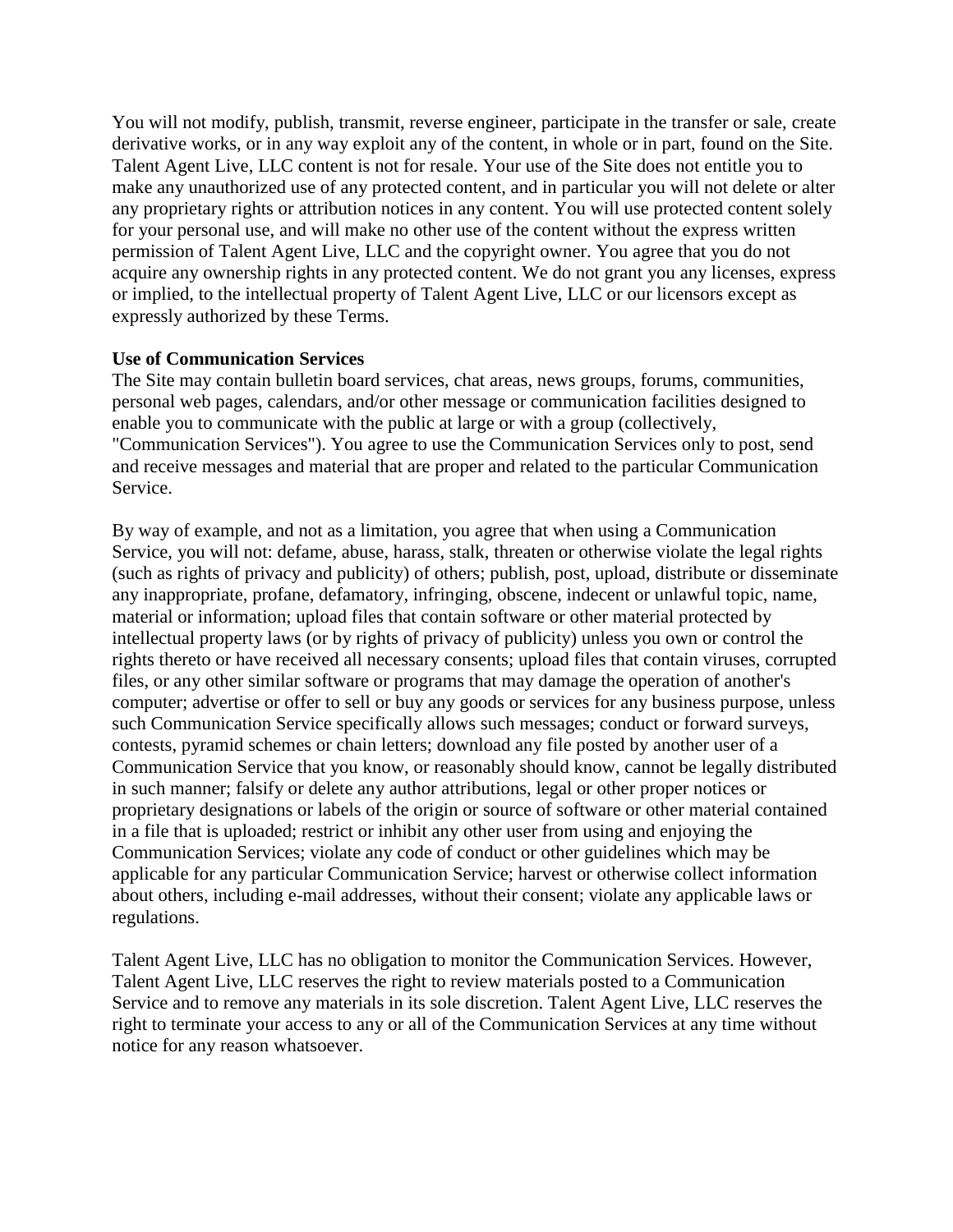You will not modify, publish, transmit, reverse engineer, participate in the transfer or sale, create derivative works, or in any way exploit any of the content, in whole or in part, found on the Site. Talent Agent Live, LLC content is not for resale. Your use of the Site does not entitle you to make any unauthorized use of any protected content, and in particular you will not delete or alter any proprietary rights or attribution notices in any content. You will use protected content solely for your personal use, and will make no other use of the content without the express written permission of Talent Agent Live, LLC and the copyright owner. You agree that you do not acquire any ownership rights in any protected content. We do not grant you any licenses, express or implied, to the intellectual property of Talent Agent Live, LLC or our licensors except as expressly authorized by these Terms.

**Use of Communication Services**
The Site may contain bulletin board services, chat areas, news groups, forums, communities, personal web pages, calendars, and/or other message or communication facilities designed to enable you to communicate with the public at large or with a group (collectively, "Communication Services"). You agree to use the Communication Services only to post, send and receive messages and material that are proper and related to the particular Communication Service.

By way of example, and not as a limitation, you agree that when using a Communication Service, you will not: defame, abuse, harass, stalk, threaten or otherwise violate the legal rights (such as rights of privacy and publicity) of others; publish, post, upload, distribute or disseminate any inappropriate, profane, defamatory, infringing, obscene, indecent or unlawful topic, name, material or information; upload files that contain software or other material protected by intellectual property laws (or by rights of privacy of publicity) unless you own or control the rights thereto or have received all necessary consents; upload files that contain viruses, corrupted files, or any other similar software or programs that may damage the operation of another's computer; advertise or offer to sell or buy any goods or services for any business purpose, unless such Communication Service specifically allows such messages; conduct or forward surveys, contests, pyramid schemes or chain letters; download any file posted by another user of a Communication Service that you know, or reasonably should know, cannot be legally distributed in such manner; falsify or delete any author attributions, legal or other proper notices or proprietary designations or labels of the origin or source of software or other material contained in a file that is uploaded; restrict or inhibit any other user from using and enjoying the Communication Services; violate any code of conduct or other guidelines which may be applicable for any particular Communication Service; harvest or otherwise collect information about others, including e-mail addresses, without their consent; violate any applicable laws or regulations.

Talent Agent Live, LLC has no obligation to monitor the Communication Services. However, Talent Agent Live, LLC reserves the right to review materials posted to a Communication Service and to remove any materials in its sole discretion. Talent Agent Live, LLC reserves the right to terminate your access to any or all of the Communication Services at any time without notice for any reason whatsoever.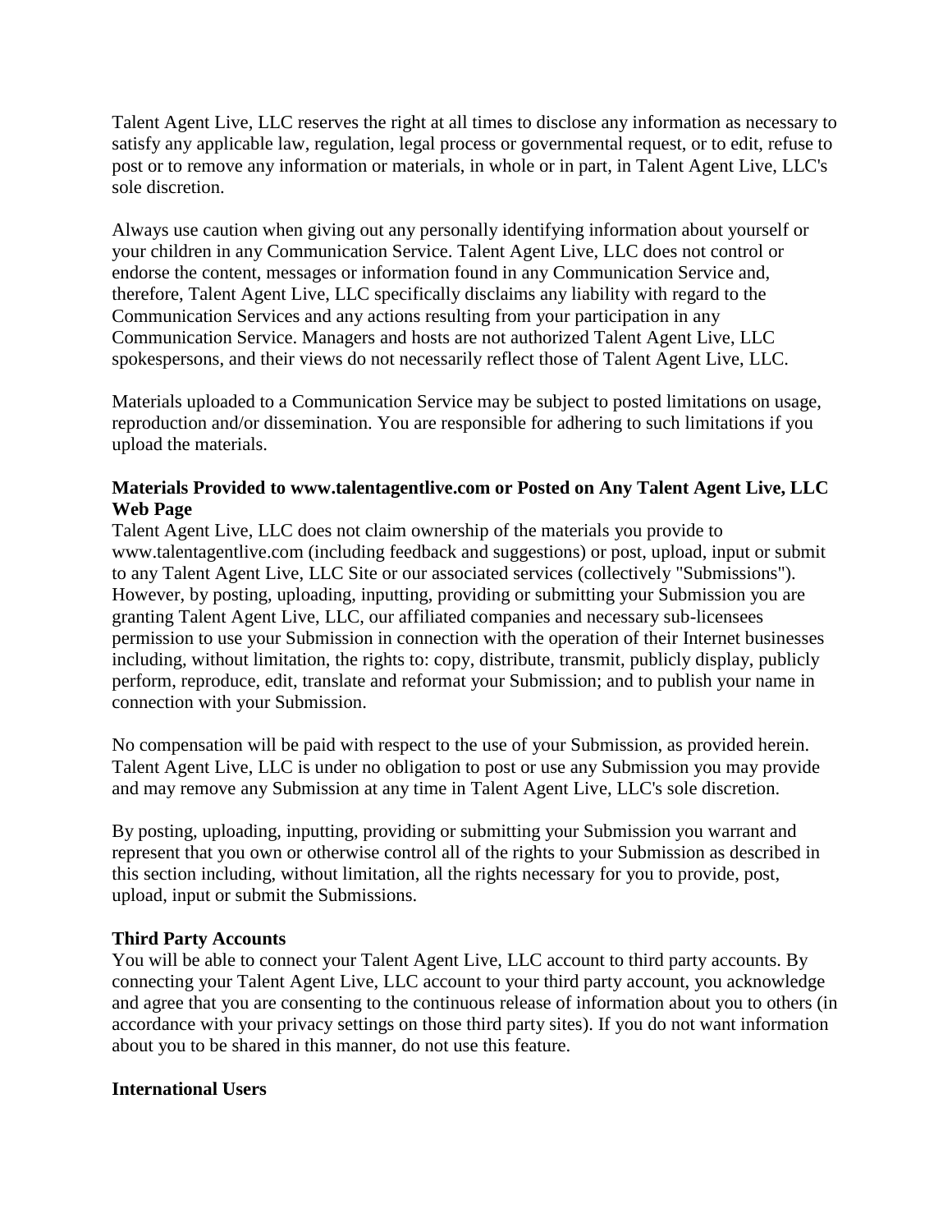Talent Agent Live, LLC reserves the right at all times to disclose any information as necessary to satisfy any applicable law, regulation, legal process or governmental request, or to edit, refuse to post or to remove any information or materials, in whole or in part, in Talent Agent Live, LLC's sole discretion.

Always use caution when giving out any personally identifying information about yourself or your children in any Communication Service. Talent Agent Live, LLC does not control or endorse the content, messages or information found in any Communication Service and, therefore, Talent Agent Live, LLC specifically disclaims any liability with regard to the Communication Services and any actions resulting from your participation in any Communication Service. Managers and hosts are not authorized Talent Agent Live, LLC spokespersons, and their views do not necessarily reflect those of Talent Agent Live, LLC.

Materials uploaded to a Communication Service may be subject to posted limitations on usage, reproduction and/or dissemination. You are responsible for adhering to such limitations if you upload the materials.

**Materials Provided to www.talentagentlive.com or Posted on Any Talent Agent Live, LLC Web Page**

Talent Agent Live, LLC does not claim ownership of the materials you provide to www.talentagentlive.com (including feedback and suggestions) or post, upload, input or submit to any Talent Agent Live, LLC Site or our associated services (collectively "Submissions"). However, by posting, uploading, inputting, providing or submitting your Submission you are granting Talent Agent Live, LLC, our affiliated companies and necessary sub-licensees permission to use your Submission in connection with the operation of their Internet businesses including, without limitation, the rights to: copy, distribute, transmit, publicly display, publicly perform, reproduce, edit, translate and reformat your Submission; and to publish your name in connection with your Submission.

No compensation will be paid with respect to the use of your Submission, as provided herein. Talent Agent Live, LLC is under no obligation to post or use any Submission you may provide and may remove any Submission at any time in Talent Agent Live, LLC's sole discretion.

By posting, uploading, inputting, providing or submitting your Submission you warrant and represent that you own or otherwise control all of the rights to your Submission as described in this section including, without limitation, all the rights necessary for you to provide, post, upload, input or submit the Submissions.

**Third Party Accounts**

You will be able to connect your Talent Agent Live, LLC account to third party accounts. By connecting your Talent Agent Live, LLC account to your third party account, you acknowledge and agree that you are consenting to the continuous release of information about you to others (in accordance with your privacy settings on those third party sites). If you do not want information about you to be shared in this manner, do not use this feature.

**International Users**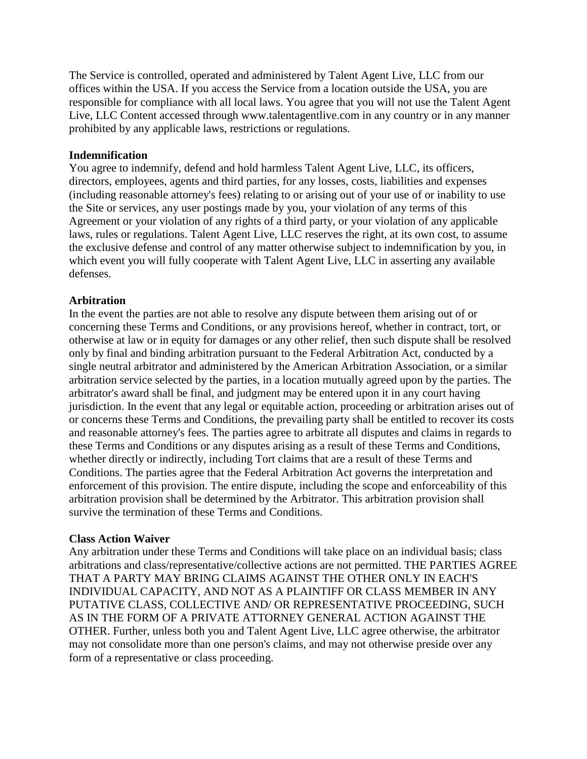The Service is controlled, operated and administered by Talent Agent Live, LLC from our offices within the USA. If you access the Service from a location outside the USA, you are responsible for compliance with all local laws. You agree that you will not use the Talent Agent Live, LLC Content accessed through www.talentagentlive.com in any country or in any manner prohibited by any applicable laws, restrictions or regulations.

**Indemnification**

You agree to indemnify, defend and hold harmless Talent Agent Live, LLC, its officers, directors, employees, agents and third parties, for any losses, costs, liabilities and expenses (including reasonable attorney's fees) relating to or arising out of your use of or inability to use the Site or services, any user postings made by you, your violation of any terms of this Agreement or your violation of any rights of a third party, or your violation of any applicable laws, rules or regulations. Talent Agent Live, LLC reserves the right, at its own cost, to assume the exclusive defense and control of any matter otherwise subject to indemnification by you, in which event you will fully cooperate with Talent Agent Live, LLC in asserting any available defenses.

**Arbitration**

In the event the parties are not able to resolve any dispute between them arising out of or concerning these Terms and Conditions, or any provisions hereof, whether in contract, tort, or otherwise at law or in equity for damages or any other relief, then such dispute shall be resolved only by final and binding arbitration pursuant to the Federal Arbitration Act, conducted by a single neutral arbitrator and administered by the American Arbitration Association, or a similar arbitration service selected by the parties, in a location mutually agreed upon by the parties. The arbitrator's award shall be final, and judgment may be entered upon it in any court having jurisdiction. In the event that any legal or equitable action, proceeding or arbitration arises out of or concerns these Terms and Conditions, the prevailing party shall be entitled to recover its costs and reasonable attorney's fees. The parties agree to arbitrate all disputes and claims in regards to these Terms and Conditions or any disputes arising as a result of these Terms and Conditions, whether directly or indirectly, including Tort claims that are a result of these Terms and Conditions. The parties agree that the Federal Arbitration Act governs the interpretation and enforcement of this provision. The entire dispute, including the scope and enforceability of this arbitration provision shall be determined by the Arbitrator. This arbitration provision shall survive the termination of these Terms and Conditions.

**Class Action Waiver**

Any arbitration under these Terms and Conditions will take place on an individual basis; class arbitrations and class/representative/collective actions are not permitted. THE PARTIES AGREE THAT A PARTY MAY BRING CLAIMS AGAINST THE OTHER ONLY IN EACH'S INDIVIDUAL CAPACITY, AND NOT AS A PLAINTIFF OR CLASS MEMBER IN ANY PUTATIVE CLASS, COLLECTIVE AND/ OR REPRESENTATIVE PROCEEDING, SUCH AS IN THE FORM OF A PRIVATE ATTORNEY GENERAL ACTION AGAINST THE OTHER. Further, unless both you and Talent Agent Live, LLC agree otherwise, the arbitrator may not consolidate more than one person's claims, and may not otherwise preside over any form of a representative or class proceeding.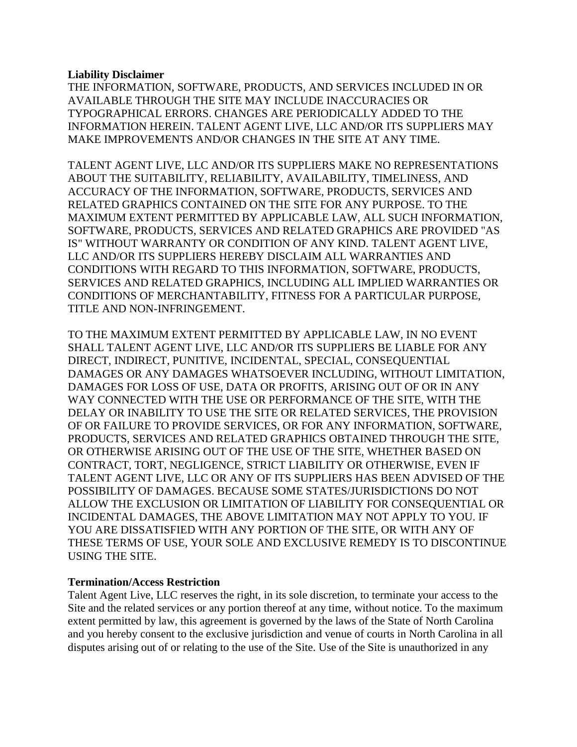**Liability Disclaimer**

THE INFORMATION, SOFTWARE, PRODUCTS, AND SERVICES INCLUDED IN OR AVAILABLE THROUGH THE SITE MAY INCLUDE INACCURACIES OR TYPOGRAPHICAL ERRORS. CHANGES ARE PERIODICALLY ADDED TO THE INFORMATION HEREIN. TALENT AGENT LIVE, LLC AND/OR ITS SUPPLIERS MAY MAKE IMPROVEMENTS AND/OR CHANGES IN THE SITE AT ANY TIME.

TALENT AGENT LIVE, LLC AND/OR ITS SUPPLIERS MAKE NO REPRESENTATIONS ABOUT THE SUITABILITY, RELIABILITY, AVAILABILITY, TIMELINESS, AND ACCURACY OF THE INFORMATION, SOFTWARE, PRODUCTS, SERVICES AND RELATED GRAPHICS CONTAINED ON THE SITE FOR ANY PURPOSE. TO THE MAXIMUM EXTENT PERMITTED BY APPLICABLE LAW, ALL SUCH INFORMATION, SOFTWARE, PRODUCTS, SERVICES AND RELATED GRAPHICS ARE PROVIDED "AS IS" WITHOUT WARRANTY OR CONDITION OF ANY KIND. TALENT AGENT LIVE, LLC AND/OR ITS SUPPLIERS HEREBY DISCLAIM ALL WARRANTIES AND CONDITIONS WITH REGARD TO THIS INFORMATION, SOFTWARE, PRODUCTS, SERVICES AND RELATED GRAPHICS, INCLUDING ALL IMPLIED WARRANTIES OR CONDITIONS OF MERCHANTABILITY, FITNESS FOR A PARTICULAR PURPOSE, TITLE AND NON-INFRINGEMENT.

TO THE MAXIMUM EXTENT PERMITTED BY APPLICABLE LAW, IN NO EVENT SHALL TALENT AGENT LIVE, LLC AND/OR ITS SUPPLIERS BE LIABLE FOR ANY DIRECT, INDIRECT, PUNITIVE, INCIDENTAL, SPECIAL, CONSEQUENTIAL DAMAGES OR ANY DAMAGES WHATSOEVER INCLUDING, WITHOUT LIMITATION, DAMAGES FOR LOSS OF USE, DATA OR PROFITS, ARISING OUT OF OR IN ANY WAY CONNECTED WITH THE USE OR PERFORMANCE OF THE SITE, WITH THE DELAY OR INABILITY TO USE THE SITE OR RELATED SERVICES, THE PROVISION OF OR FAILURE TO PROVIDE SERVICES, OR FOR ANY INFORMATION, SOFTWARE, PRODUCTS, SERVICES AND RELATED GRAPHICS OBTAINED THROUGH THE SITE, OR OTHERWISE ARISING OUT OF THE USE OF THE SITE, WHETHER BASED ON CONTRACT, TORT, NEGLIGENCE, STRICT LIABILITY OR OTHERWISE, EVEN IF TALENT AGENT LIVE, LLC OR ANY OF ITS SUPPLIERS HAS BEEN ADVISED OF THE POSSIBILITY OF DAMAGES. BECAUSE SOME STATES/JURISDICTIONS DO NOT ALLOW THE EXCLUSION OR LIMITATION OF LIABILITY FOR CONSEQUENTIAL OR INCIDENTAL DAMAGES, THE ABOVE LIMITATION MAY NOT APPLY TO YOU. IF YOU ARE DISSATISFIED WITH ANY PORTION OF THE SITE, OR WITH ANY OF THESE TERMS OF USE, YOUR SOLE AND EXCLUSIVE REMEDY IS TO DISCONTINUE USING THE SITE.

**Termination/Access Restriction**

Talent Agent Live, LLC reserves the right, in its sole discretion, to terminate your access to the Site and the related services or any portion thereof at any time, without notice. To the maximum extent permitted by law, this agreement is governed by the laws of the State of North Carolina and you hereby consent to the exclusive jurisdiction and venue of courts in North Carolina in all disputes arising out of or relating to the use of the Site. Use of the Site is unauthorized in any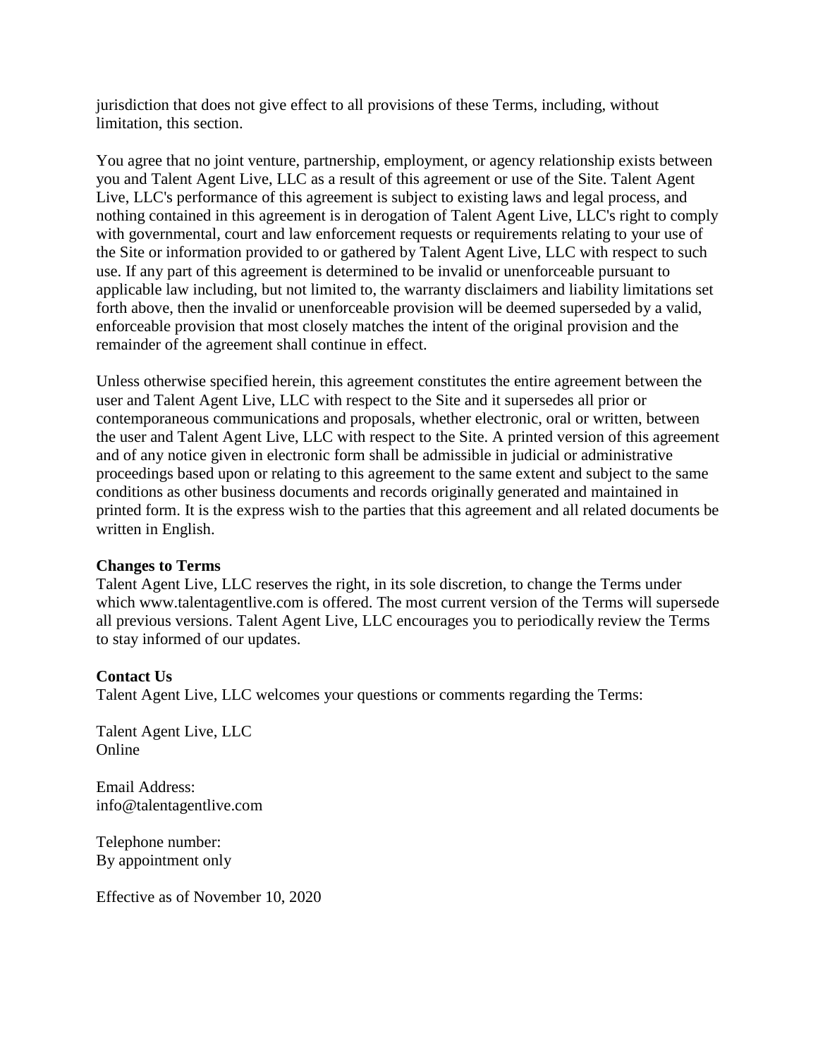jurisdiction that does not give effect to all provisions of these Terms, including, without limitation, this section.

You agree that no joint venture, partnership, employment, or agency relationship exists between you and Talent Agent Live, LLC as a result of this agreement or use of the Site. Talent Agent Live, LLC's performance of this agreement is subject to existing laws and legal process, and nothing contained in this agreement is in derogation of Talent Agent Live, LLC's right to comply with governmental, court and law enforcement requests or requirements relating to your use of the Site or information provided to or gathered by Talent Agent Live, LLC with respect to such use. If any part of this agreement is determined to be invalid or unenforceable pursuant to applicable law including, but not limited to, the warranty disclaimers and liability limitations set forth above, then the invalid or unenforceable provision will be deemed superseded by a valid, enforceable provision that most closely matches the intent of the original provision and the remainder of the agreement shall continue in effect.

Unless otherwise specified herein, this agreement constitutes the entire agreement between the user and Talent Agent Live, LLC with respect to the Site and it supersedes all prior or contemporaneous communications and proposals, whether electronic, oral or written, between the user and Talent Agent Live, LLC with respect to the Site. A printed version of this agreement and of any notice given in electronic form shall be admissible in judicial or administrative proceedings based upon or relating to this agreement to the same extent and subject to the same conditions as other business documents and records originally generated and maintained in printed form. It is the express wish to the parties that this agreement and all related documents be written in English.

**Changes to Terms**

Talent Agent Live, LLC reserves the right, in its sole discretion, to change the Terms under which www.talentagentlive.com is offered. The most current version of the Terms will supersede all previous versions. Talent Agent Live, LLC encourages you to periodically review the Terms to stay informed of our updates.

**Contact Us**

Talent Agent Live, LLC welcomes your questions or comments regarding the Terms:

Talent Agent Live, LLC
Online

Email Address:
info@talentagentlive.com

Telephone number:
By appointment only

Effective as of November 10, 2020